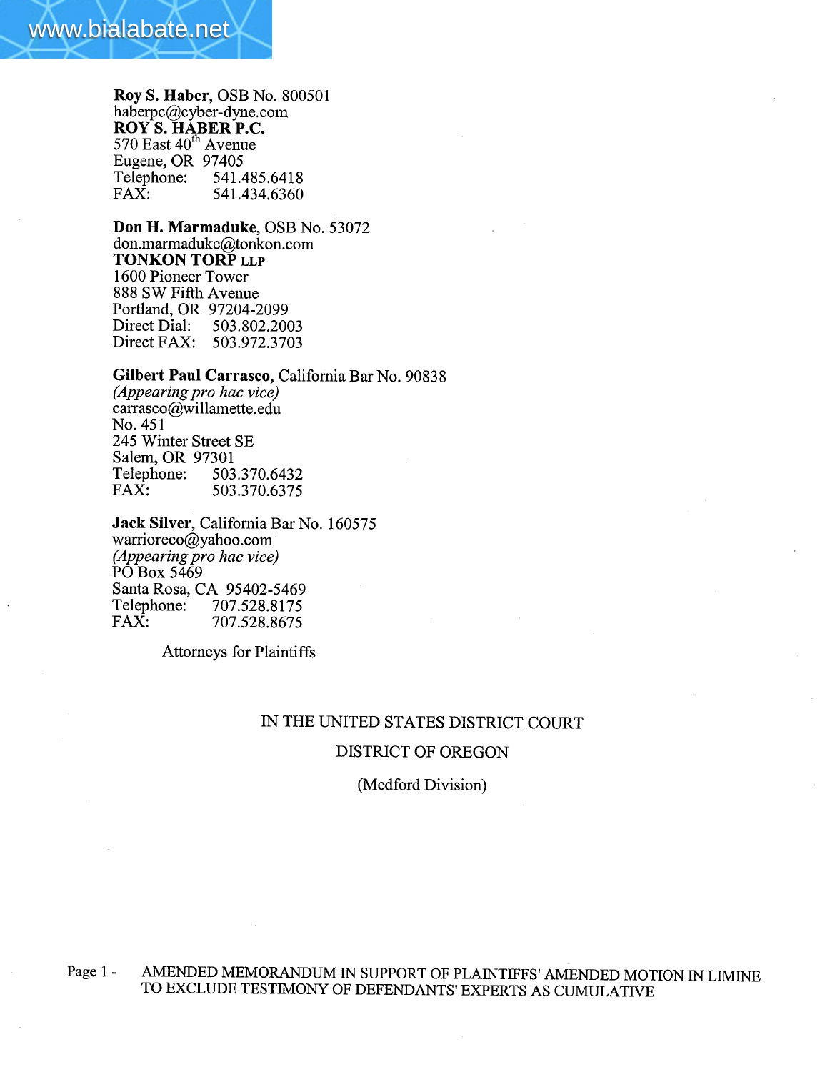**Roy S. Haber**, OSB No. 800501
haberpc@cyber-dyne.com
**ROY S. HABER P.C.**
570 East 40th Avenue
Eugene, OR 97405
Telephone: 541.485.6418
FAX: 541.434.6360

**Don H. Marmaduke**, OSB No. 53072
don.marmaduke@tonkon.com
**TONKON TORP LLP**
1600 Pioneer Tower
888 SW Fifth Avenue
Portland, OR 97204-2099
Direct Dial: 503.802.2003
Direct FAX: 503.972.3703

**Gilbert Paul Carrasco,** California Bar No. 90838
*(Appearing pro hac vice)*
carrasco@willamette.edu
No. 451
245 Winter Street SE
Salem, OR 97301
Telephone: 503.370.6432
FAX: 503.370.6375

**Jack Silver**, California Bar No. 160575
warrioreco@yahoo.com
*(Appearing pro hac vice)*
PO Box 5469
Santa Rosa, CA 95402-5469
Telephone: 707.528.8175
FAX: 707.528.8675

Attorneys for Plaintiffs

IN THE UNITED STATES DISTRICT COURT

DISTRICT OF OREGON

(Medford Division)

Page 1 - AMENDED MEMORANDUM IN SUPPORT OF PLAINTIFFS' AMENDED MOTION IN LIMINE TO EXCLUDE TESTIMONY OF DEFENDANTS' EXPERTS AS CUMULATIVE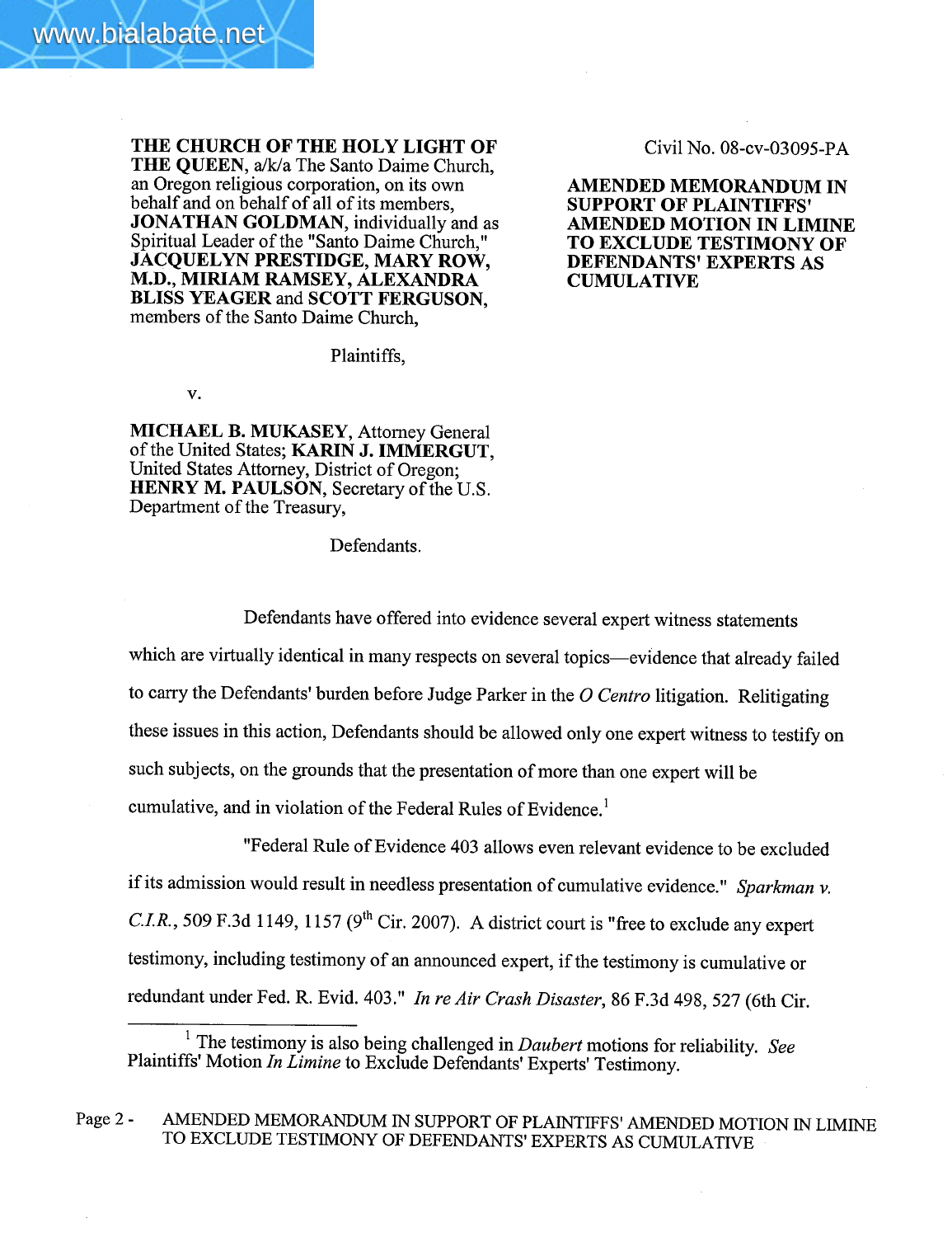**THE CHURCH OF THE HOLY LIGHT OF THE QUEEN**, a/k/a The Santo Daime Church, an Oregon religious corporation, on its own behalf and on behalf of all of its members, **JONATHAN GOLDMAN**, individually and as Spiritual Leader of the "Santo Daime Church," **JACQUELYN PRESTIDGE, MARY ROW, M.D., MIRIAM RAMSEY, ALEXANDRA BLISS YEAGER** and **SCOTT FERGUSON**, members of the Santo Daime Church,

Plaintiffs,

v.

**MICHAEL B. MUKASEY**, Attorney General of the United States; **KARIN J. IMMERGUT**, United States Attorney, District of Oregon; **HENRY M. PAULSON**, Secretary of the U.S. Department of the Treasury,

Defendants.

Civil No. 08-cv-03095-PA

**AMENDED MEMORANDUM IN SUPPORT OF PLAINTIFFS' AMENDED MOTION IN LIMINE TO EXCLUDE TESTIMONY OF DEFENDANTS' EXPERTS AS CUMULATIVE**

Defendants have offered into evidence several expert witness statements which are virtually identical in many respects on several topics—evidence that already failed to carry the Defendants' burden before Judge Parker in the *O Centro* litigation. Relitigating these issues in this action, Defendants should be allowed only one expert witness to testify on such subjects, on the grounds that the presentation of more than one expert will be cumulative, and in violation of the Federal Rules of Evidence.[1]

"Federal Rule of Evidence 403 allows even relevant evidence to be excluded if its admission would result in needless presentation of cumulative evidence." *Sparkman v. C.I.R.*, 509 F.3d 1149, 1157 (9th Cir. 2007). A district court is "free to exclude any expert testimony, including testimony of an announced expert, if the testimony is cumulative or redundant under Fed. R. Evid. 403." *In re Air Crash Disaster*, 86 F.3d 498, 527 (6th Cir.

[1] The testimony is also being challenged in *Daubert* motions for reliability. *See* Plaintiffs' Motion *In Limine* to Exclude Defendants' Experts' Testimony.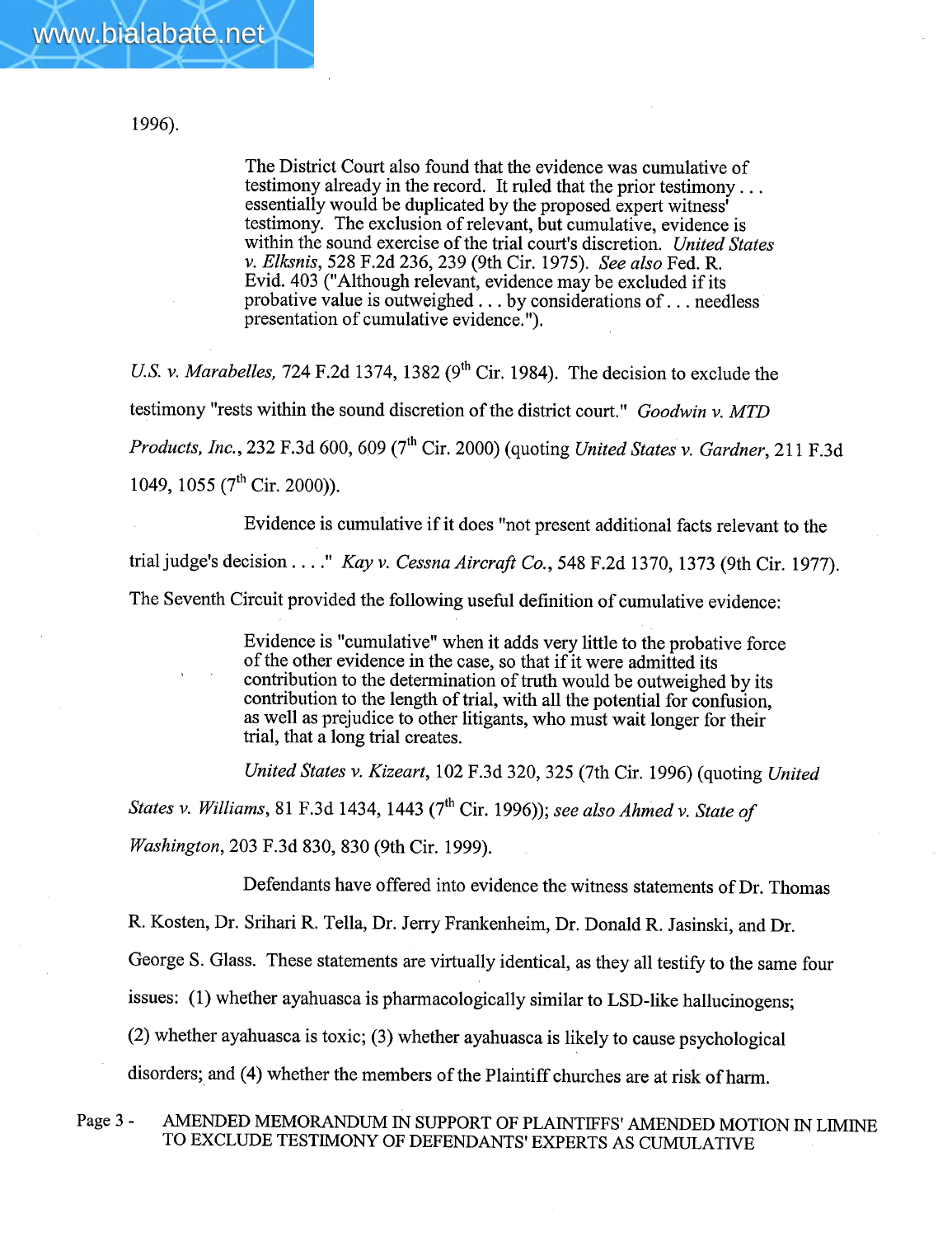1996).

> The District Court also found that the evidence was cumulative of testimony already in the record. It ruled that the prior testimony . . . essentially would be duplicated by the proposed expert witness' testimony. The exclusion of relevant, but cumulative, evidence is within the sound exercise of the trial court's discretion. *United States v. Elksnis*, 528 F.2d 236, 239 (9th Cir. 1975). *See also* Fed. R. Evid. 403 ("Although relevant, evidence may be excluded if its probative value is outweighed . . . by considerations of . . . needless presentation of cumulative evidence.").

*U.S. v. Marabelles*, 724 F.2d 1374, 1382 (9th Cir. 1984). The decision to exclude the testimony "rests within the sound discretion of the district court." *Goodwin v. MTD Products, Inc.*, 232 F.3d 600, 609 (7th Cir. 2000) (quoting *United States v. Gardner*, 211 F.3d 1049, 1055 (7th Cir. 2000)).

Evidence is cumulative if it does "not present additional facts relevant to the trial judge's decision . . . ." *Kay v. Cessna Aircraft Co.*, 548 F.2d 1370, 1373 (9th Cir. 1977). The Seventh Circuit provided the following useful definition of cumulative evidence:

> Evidence is "cumulative" when it adds very little to the probative force of the other evidence in the case, so that if it were admitted its contribution to the determination of truth would be outweighed by its contribution to the length of trial, with all the potential for confusion, as well as prejudice to other litigants, who must wait longer for their trial, that a long trial creates.

*United States v. Kizeart*, 102 F.3d 320, 325 (7th Cir. 1996) (quoting *United States v. Williams*, 81 F.3d 1434, 1443 (7th Cir. 1996)); *see also Ahmed v. State of Washington*, 203 F.3d 830, 830 (9th Cir. 1999).

Defendants have offered into evidence the witness statements of Dr. Thomas R. Kosten, Dr. Srihari R. Tella, Dr. Jerry Frankenheim, Dr. Donald R. Jasinski, and Dr. George S. Glass. These statements are virtually identical, as they all testify to the same four issues: (1) whether ayahuasca is pharmacologically similar to LSD-like hallucinogens; (2) whether ayahuasca is toxic; (3) whether ayahuasca is likely to cause psychological disorders; and (4) whether the members of the Plaintiff churches are at risk of harm.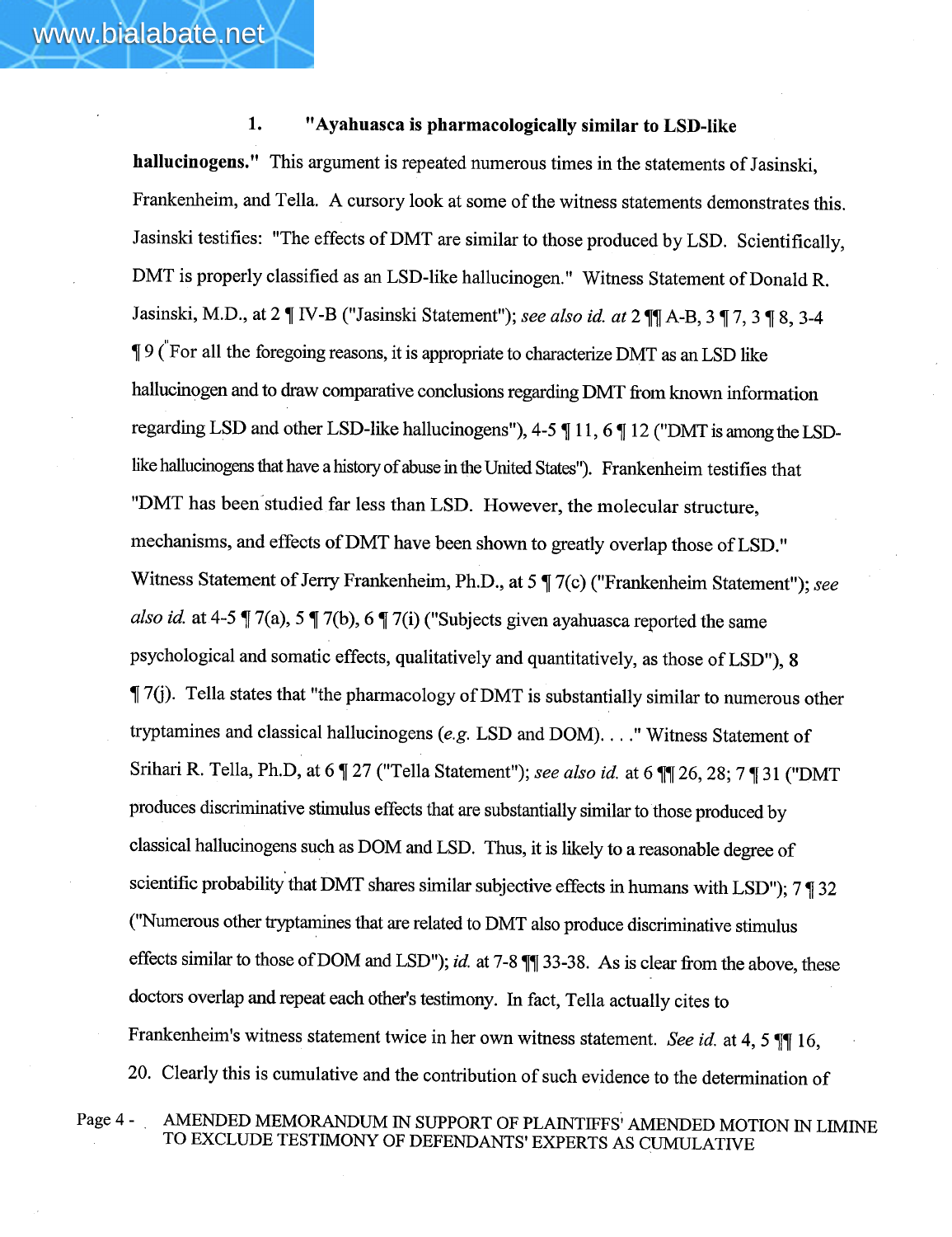1. **"Ayahuasca is pharmacologically similar to LSD-like hallucinogens."** This argument is repeated numerous times in the statements of Jasinski, Frankenheim, and Tella. A cursory look at some of the witness statements demonstrates this. Jasinski testifies: "The effects of DMT are similar to those produced by LSD. Scientifically, DMT is properly classified as an LSD-like hallucinogen." Witness Statement of Donald R. Jasinski, M.D., at 2 ¶ IV-B ("Jasinski Statement"); *see also id. at* 2 ¶¶ A-B, 3 ¶ 7, 3 ¶ 8, 3-4 ¶ 9 ("For all the foregoing reasons, it is appropriate to characterize DMT as an LSD like hallucinogen and to draw comparative conclusions regarding DMT from known information regarding LSD and other LSD-like hallucinogens"), 4-5 ¶ 11, 6 ¶ 12 ("DMT is among the LSD-like hallucinogens that have a history of abuse in the United States"). Frankenheim testifies that "DMT has been studied far less than LSD. However, the molecular structure, mechanisms, and effects of DMT have been shown to greatly overlap those of LSD." Witness Statement of Jerry Frankenheim, Ph.D., at 5 ¶ 7(c) ("Frankenheim Statement"); *see also id.* at 4-5 ¶ 7(a), 5 ¶ 7(b), 6 ¶ 7(i) ("Subjects given ayahuasca reported the same psychological and somatic effects, qualitatively and quantitatively, as those of LSD"), 8 ¶ 7(j). Tella states that "the pharmacology of DMT is substantially similar to numerous other tryptamines and classical hallucinogens (*e.g.* LSD and DOM). . . ." Witness Statement of Srihari R. Tella, Ph.D, at 6 ¶ 27 ("Tella Statement"); *see also id.* at 6 ¶¶ 26, 28; 7 ¶ 31 ("DMT produces discriminative stimulus effects that are substantially similar to those produced by classical hallucinogens such as DOM and LSD. Thus, it is likely to a reasonable degree of scientific probability that DMT shares similar subjective effects in humans with LSD"); 7 ¶ 32 ("Numerous other tryptamines that are related to DMT also produce discriminative stimulus effects similar to those of DOM and LSD"); *id.* at 7-8 ¶¶ 33-38. As is clear from the above, these doctors overlap and repeat each other's testimony. In fact, Tella actually cites to Frankenheim's witness statement twice in her own witness statement. *See id.* at 4, 5 ¶¶ 16, 20. Clearly this is cumulative and the contribution of such evidence to the determination of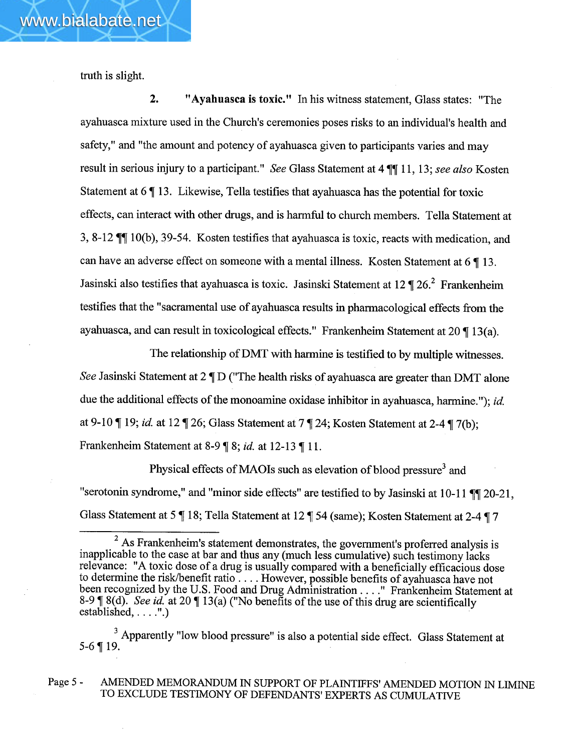truth is slight.

2. **"Ayahuasca is toxic."** In his witness statement, Glass states: "The ayahuasca mixture used in the Church's ceremonies poses risks to an individual's health and safety," and "the amount and potency of ayahuasca given to participants varies and may result in serious injury to a participant." *See* Glass Statement at 4 ¶¶ 11, 13; *see also* Kosten Statement at 6 ¶ 13. Likewise, Tella testifies that ayahuasca has the potential for toxic effects, can interact with other drugs, and is harmful to church members. Tella Statement at 3, 8-12 ¶¶ 10(b), 39-54. Kosten testifies that ayahuasca is toxic, reacts with medication, and can have an adverse effect on someone with a mental illness. Kosten Statement at 6 ¶ 13. Jasinski also testifies that ayahuasca is toxic. Jasinski Statement at 12 ¶ 26.[2] Frankenheim testifies that the "sacramental use of ayahuasca results in pharmacological effects from the ayahuasca, and can result in toxicological effects." Frankenheim Statement at 20 ¶ 13(a).

The relationship of DMT with harmine is testified to by multiple witnesses. *See* Jasinski Statement at 2 ¶ D ("The health risks of ayahuasca are greater than DMT alone due the additional effects of the monoamine oxidase inhibitor in ayahuasca, harmine."); *id.* at 9-10 ¶ 19; *id.* at 12 ¶ 26; Glass Statement at 7 ¶ 24; Kosten Statement at 2-4 ¶ 7(b); Frankenheim Statement at 8-9 ¶ 8; *id.* at 12-13 ¶ 11.

Physical effects of MAOIs such as elevation of blood pressure[3] and "serotonin syndrome," and "minor side effects" are testified to by Jasinski at 10-11 ¶¶ 20-21, Glass Statement at 5 ¶ 18; Tella Statement at 12 ¶ 54 (same); Kosten Statement at 2-4 ¶ 7

---

[2] As Frankenheim's statement demonstrates, the government's proferred analysis is inapplicable to the case at bar and thus any (much less cumulative) such testimony lacks relevance: "A toxic dose of a drug is usually compared with a beneficially efficacious dose to determine the risk/benefit ratio . . . . However, possible benefits of ayahuasca have not been recognized by the U.S. Food and Drug Administration . . . ." Frankenheim Statement at 8-9 ¶ 8(d). *See id.* at 20 ¶ 13(a) ("No benefits of the use of this drug are scientifically established, . . . .".)

[3] Apparently "low blood pressure" is also a potential side effect. Glass Statement at 5-6 ¶ 19.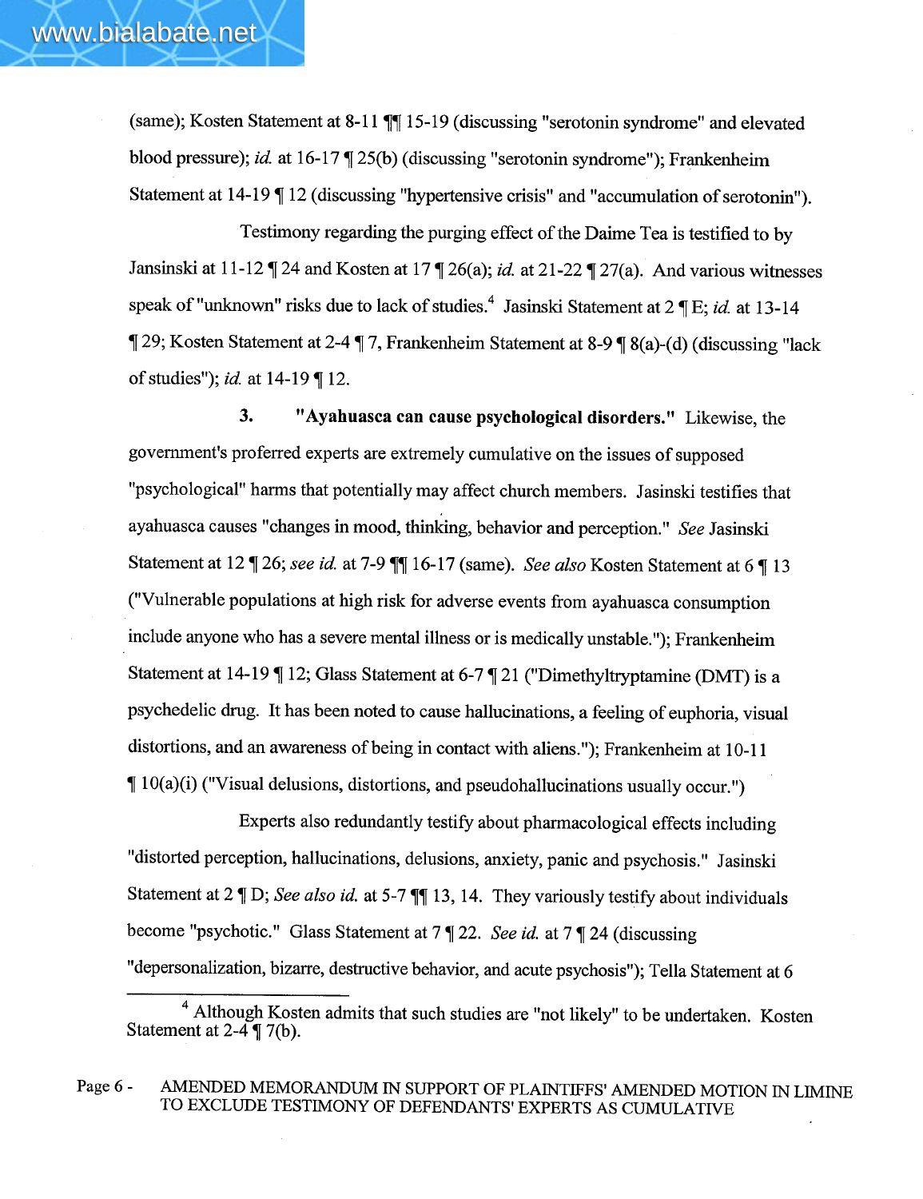(same); Kosten Statement at 8-11 ¶¶ 15-19 (discussing "serotonin syndrome" and elevated blood pressure); *id.* at 16-17 ¶ 25(b) (discussing "serotonin syndrome"); Frankenheim Statement at 14-19 ¶ 12 (discussing "hypertensive crisis" and "accumulation of serotonin").

Testimony regarding the purging effect of the Daime Tea is testified to by Jansinski at 11-12 ¶ 24 and Kosten at 17 ¶ 26(a); *id.* at 21-22 ¶ 27(a). And various witnesses speak of "unknown" risks due to lack of studies.[4] Jasinski Statement at 2 ¶ E; *id.* at 13-14 ¶ 29; Kosten Statement at 2-4 ¶ 7, Frankenheim Statement at 8-9 ¶ 8(a)-(d) (discussing "lack of studies"); *id.* at 14-19 ¶ 12.

**3. "Ayahuasca can cause psychological disorders."** Likewise, the government's proferred experts are extremely cumulative on the issues of supposed "psychological" harms that potentially may affect church members. Jasinski testifies that ayahuasca causes "changes in mood, thinking, behavior and perception." *See* Jasinski Statement at 12 ¶ 26; *see id.* at 7-9 ¶¶ 16-17 (same). *See also* Kosten Statement at 6 ¶ 13 ("Vulnerable populations at high risk for adverse events from ayahuasca consumption include anyone who has a severe mental illness or is medically unstable."); Frankenheim Statement at 14-19 ¶ 12; Glass Statement at 6-7 ¶ 21 ("Dimethyltryptamine (DMT) is a psychedelic drug. It has been noted to cause hallucinations, a feeling of euphoria, visual distortions, and an awareness of being in contact with aliens."); Frankenheim at 10-11 ¶ 10(a)(i) ("Visual delusions, distortions, and pseudohallucinations usually occur.")

Experts also redundantly testify about pharmacological effects including "distorted perception, hallucinations, delusions, anxiety, panic and psychosis." Jasinski Statement at 2 ¶ D; *See also id.* at 5-7 ¶¶ 13, 14. They variously testify about individuals become "psychotic." Glass Statement at 7 ¶ 22. *See id.* at 7 ¶ 24 (discussing "depersonalization, bizarre, destructive behavior, and acute psychosis"); Tella Statement at 6

---

[4] Although Kosten admits that such studies are "not likely" to be undertaken. Kosten Statement at 2-4 ¶ 7(b).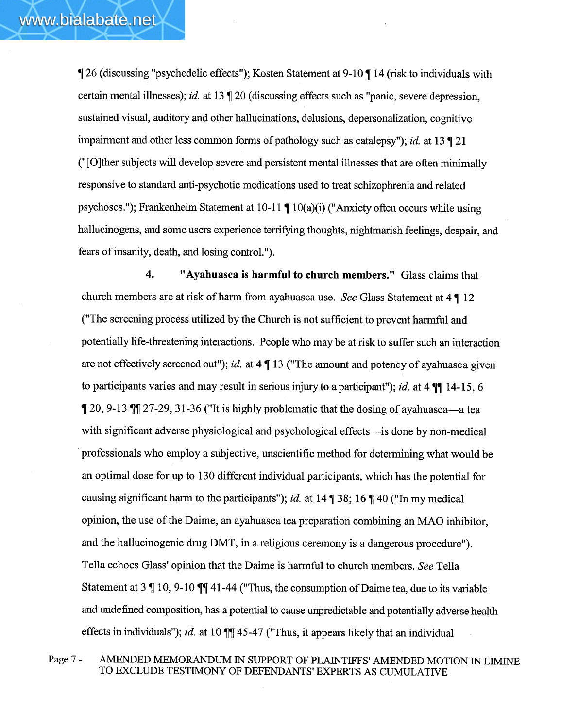¶ 26 (discussing "psychedelic effects"); Kosten Statement at 9-10 ¶ 14 (risk to individuals with certain mental illnesses); *id.* at 13 ¶ 20 (discussing effects such as "panic, severe depression, sustained visual, auditory and other hallucinations, delusions, depersonalization, cognitive impairment and other less common forms of pathology such as catalepsy"); *id.* at 13 ¶ 21 ("[O]ther subjects will develop severe and persistent mental illnesses that are often minimally responsive to standard anti-psychotic medications used to treat schizophrenia and related psychoses."); Frankenheim Statement at 10-11 ¶ 10(a)(i) ("Anxiety often occurs while using hallucinogens, and some users experience terrifying thoughts, nightmarish feelings, despair, and fears of insanity, death, and losing control.").

**4. "Ayahuasca is harmful to church members."** Glass claims that church members are at risk of harm from ayahuasca use. *See* Glass Statement at 4 ¶ 12 ("The screening process utilized by the Church is not sufficient to prevent harmful and potentially life-threatening interactions. People who may be at risk to suffer such an interaction are not effectively screened out"); *id.* at 4 ¶ 13 ("The amount and potency of ayahuasca given to participants varies and may result in serious injury to a participant"); *id.* at 4 ¶¶ 14-15, 6 ¶ 20, 9-13 ¶¶ 27-29, 31-36 ("It is highly problematic that the dosing of ayahuasca—a tea with significant adverse physiological and psychological effects—is done by non-medical professionals who employ a subjective, unscientific method for determining what would be an optimal dose for up to 130 different individual participants, which has the potential for causing significant harm to the participants"); *id.* at 14 ¶ 38; 16 ¶ 40 ("In my medical opinion, the use of the Daime, an ayahuasca tea preparation combining an MAO inhibitor, and the hallucinogenic drug DMT, in a religious ceremony is a dangerous procedure"). Tella echoes Glass' opinion that the Daime is harmful to church members. *See* Tella Statement at 3 ¶ 10, 9-10 ¶¶ 41-44 ("Thus, the consumption of Daime tea, due to its variable and undefined composition, has a potential to cause unpredictable and potentially adverse health effects in individuals"); *id.* at 10 ¶¶ 45-47 ("Thus, it appears likely that an individual

Page 7 - AMENDED MEMORANDUM IN SUPPORT OF PLAINTIFFS' AMENDED MOTION IN LIMINE TO EXCLUDE TESTIMONY OF DEFENDANTS' EXPERTS AS CUMULATIVE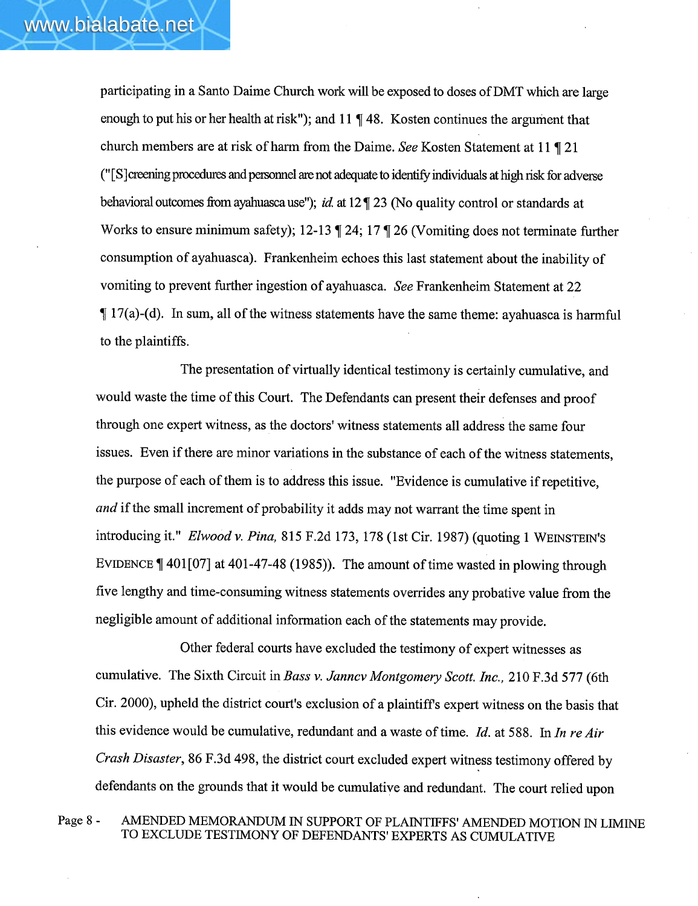participating in a Santo Daime Church work will be exposed to doses of DMT which are large enough to put his or her health at risk"); and 11 ¶ 48. Kosten continues the argument that church members are at risk of harm from the Daime. *See* Kosten Statement at 11 ¶ 21 ("[S]creening procedures and personnel are not adequate to identify individuals at high risk for adverse behavioral outcomes from ayahuasca use"); *id.* at 12 ¶ 23 (No quality control or standards at Works to ensure minimum safety); 12-13 ¶ 24; 17 ¶ 26 (Vomiting does not terminate further consumption of ayahuasca). Frankenheim echoes this last statement about the inability of vomiting to prevent further ingestion of ayahuasca. *See* Frankenheim Statement at 22 ¶ 17(a)-(d). In sum, all of the witness statements have the same theme: ayahuasca is harmful to the plaintiffs.

The presentation of virtually identical testimony is certainly cumulative, and would waste the time of this Court. The Defendants can present their defenses and proof through one expert witness, as the doctors' witness statements all address the same four issues. Even if there are minor variations in the substance of each of the witness statements, the purpose of each of them is to address this issue. "Evidence is cumulative if repetitive, *and* if the small increment of probability it adds may not warrant the time spent in introducing it." *Elwood v. Pina,* 815 F.2d 173, 178 (1st Cir. 1987) (quoting 1 WEINSTEIN'S EVIDENCE ¶ 401[07] at 401-47-48 (1985)). The amount of time wasted in plowing through five lengthy and time-consuming witness statements overrides any probative value from the negligible amount of additional information each of the statements may provide.

Other federal courts have excluded the testimony of expert witnesses as cumulative. The Sixth Circuit in *Bass v. Janncv Montgomery Scott. Inc.,* 210 F.3d 577 (6th Cir. 2000), upheld the district court's exclusion of a plaintiff's expert witness on the basis that this evidence would be cumulative, redundant and a waste of time. *Id.* at 588. In *In re Air Crash Disaster*, 86 F.3d 498, the district court excluded expert witness testimony offered by defendants on the grounds that it would be cumulative and redundant. The court relied upon

Page 8 - AMENDED MEMORANDUM IN SUPPORT OF PLAINTIFFS' AMENDED MOTION IN LIMINE TO EXCLUDE TESTIMONY OF DEFENDANTS' EXPERTS AS CUMULATIVE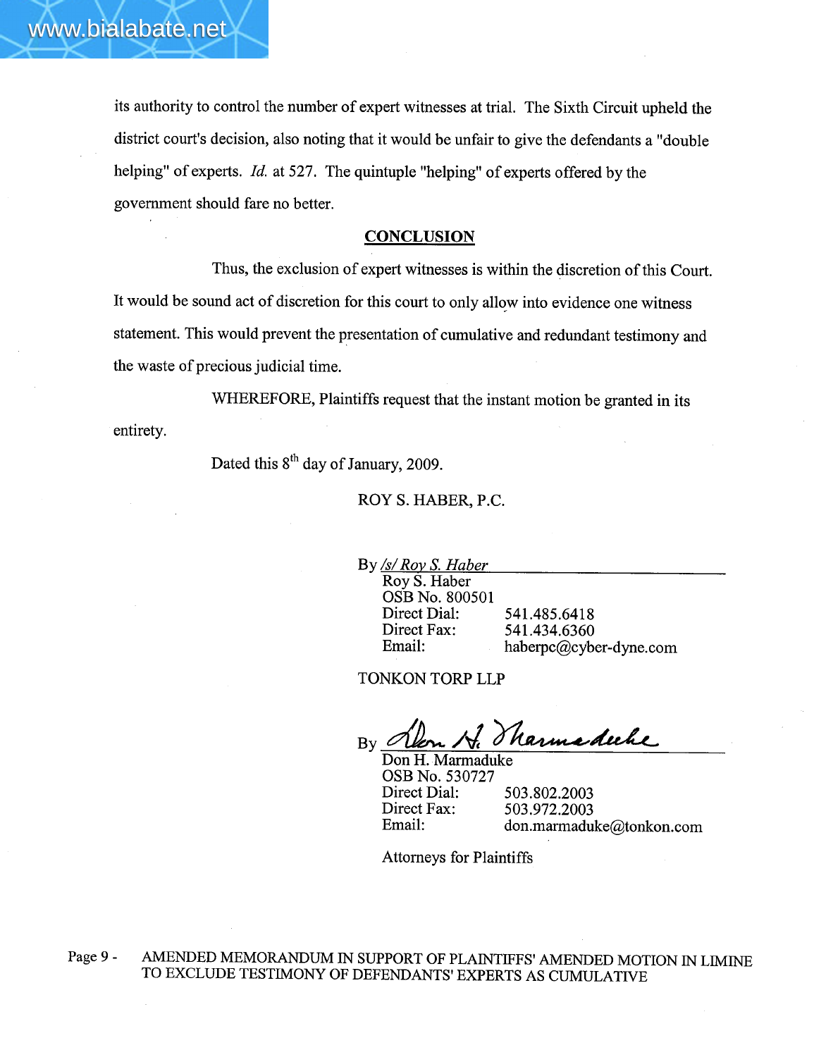its authority to control the number of expert witnesses at trial. The Sixth Circuit upheld the district court's decision, also noting that it would be unfair to give the defendants a "double helping" of experts. *Id.* at 527. The quintuple "helping" of experts offered by the government should fare no better.

## CONCLUSION

Thus, the exclusion of expert witnesses is within the discretion of this Court. It would be sound act of discretion for this court to only allow into evidence one witness statement. This would prevent the presentation of cumulative and redundant testimony and the waste of precious judicial time.

WHEREFORE, Plaintiffs request that the instant motion be granted in its entirety.

Dated this 8th day of January, 2009.

ROY S. HABER, P.C.

By /s/ Roy S. Haber
Roy S. Haber
OSB No. 800501
Direct Dial: 541.485.6418
Direct Fax: 541.434.6360
Email: haberpc@cyber-dyne.com

TONKON TORP LLP

By [signature]
Don H. Marmaduke
OSB No. 530727
Direct Dial: 503.802.2003
Direct Fax: 503.972.2003
Email: don.marmaduke@tonkon.com

Attorneys for Plaintiffs

Page 9 - AMENDED MEMORANDUM IN SUPPORT OF PLAINTIFFS' AMENDED MOTION IN LIMINE TO EXCLUDE TESTIMONY OF DEFENDANTS' EXPERTS AS CUMULATIVE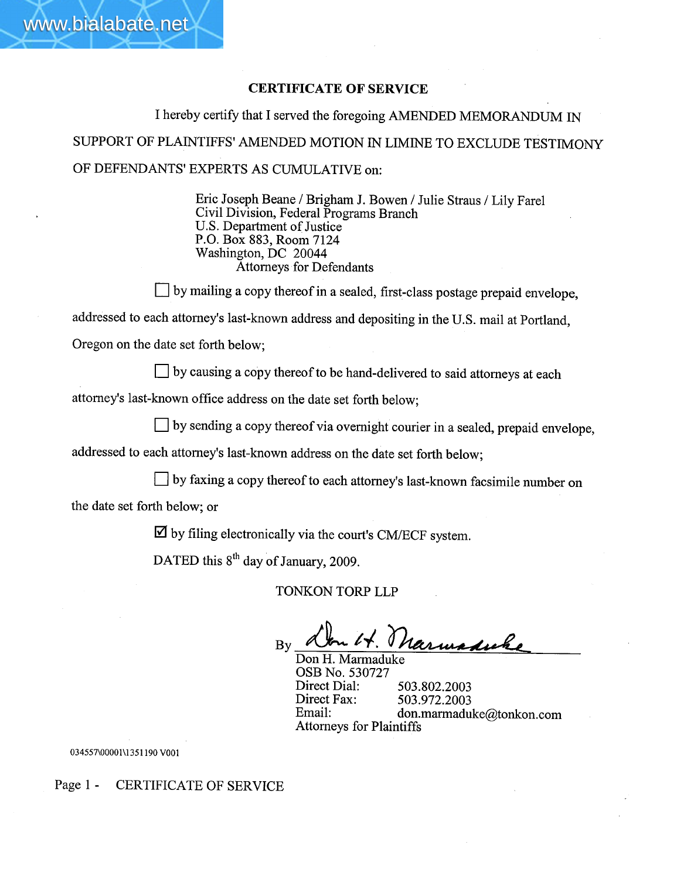# CERTIFICATE OF SERVICE

I hereby certify that I served the foregoing AMENDED MEMORANDUM IN SUPPORT OF PLAINTIFFS' AMENDED MOTION IN LIMINE TO EXCLUDE TESTIMONY OF DEFENDANTS' EXPERTS AS CUMULATIVE on:

Eric Joseph Beane / Brigham J. Bowen / Julie Straus / Lily Farel
Civil Division, Federal Programs Branch
U.S. Department of Justice
P.O. Box 883, Room 7124
Washington, DC 20044
Attorneys for Defendants

☐ by mailing a copy thereof in a sealed, first-class postage prepaid envelope, addressed to each attorney's last-known address and depositing in the U.S. mail at Portland, Oregon on the date set forth below;

☐ by causing a copy thereof to be hand-delivered to said attorneys at each attorney's last-known office address on the date set forth below;

☐ by sending a copy thereof via overnight courier in a sealed, prepaid envelope, addressed to each attorney's last-known address on the date set forth below;

☐ by faxing a copy thereof to each attorney's last-known facsimile number on the date set forth below; or

☑ by filing electronically via the court's CM/ECF system.

DATED this 8th day of January, 2009.

TONKON TORP LLP

By [signature: Don H. Marmaduke]
Don H. Marmaduke
OSB No. 530727
Direct Dial: 503.802.2003
Direct Fax: 503.972.2003
Email: don.marmaduke@tonkon.com
Attorneys for Plaintiffs

034557\00001\1351190 V001

CERTIFICATE OF SERVICE